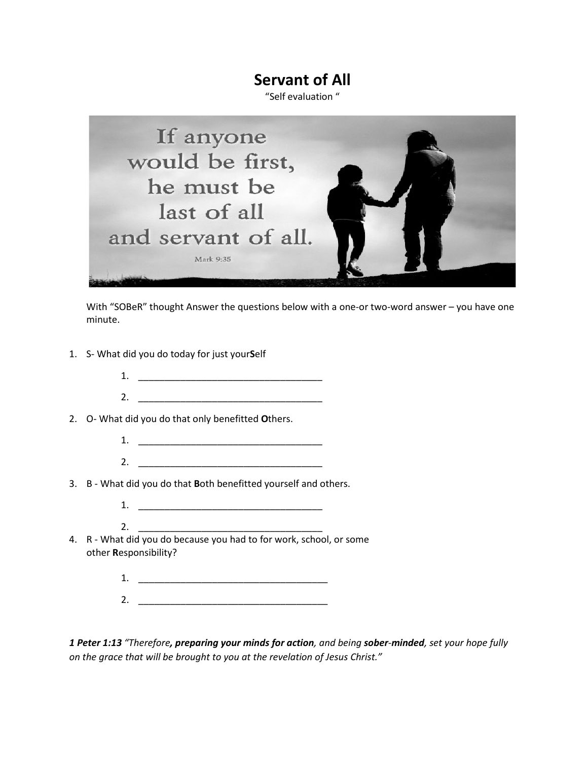# Servant of All

"Self evaluation "

With "SOBeR" thought Answer the questions below with a one-or two-word answer – you have one minute.

1. S- What did you do today for just your**S**elf
    1. ___________________________________
    2. ___________________________________
2. O- What did you do that only benefitted **O**thers.
    1. ___________________________________
    2. ___________________________________
3. B - What did you do that **B**oth benefitted yourself and others.
    1. ___________________________________
    2. ___________________________________
4. R - What did you do because you had to for work, school, or some other **R**esponsibility?
    1. ____________________________________
    2. ____________________________________

***1 Peter 1:13*** *"Therefore****, preparing your minds for action****, and being* ***sober-minded****, set your hope fully on the grace that will be brought to you at the revelation of Jesus Christ."*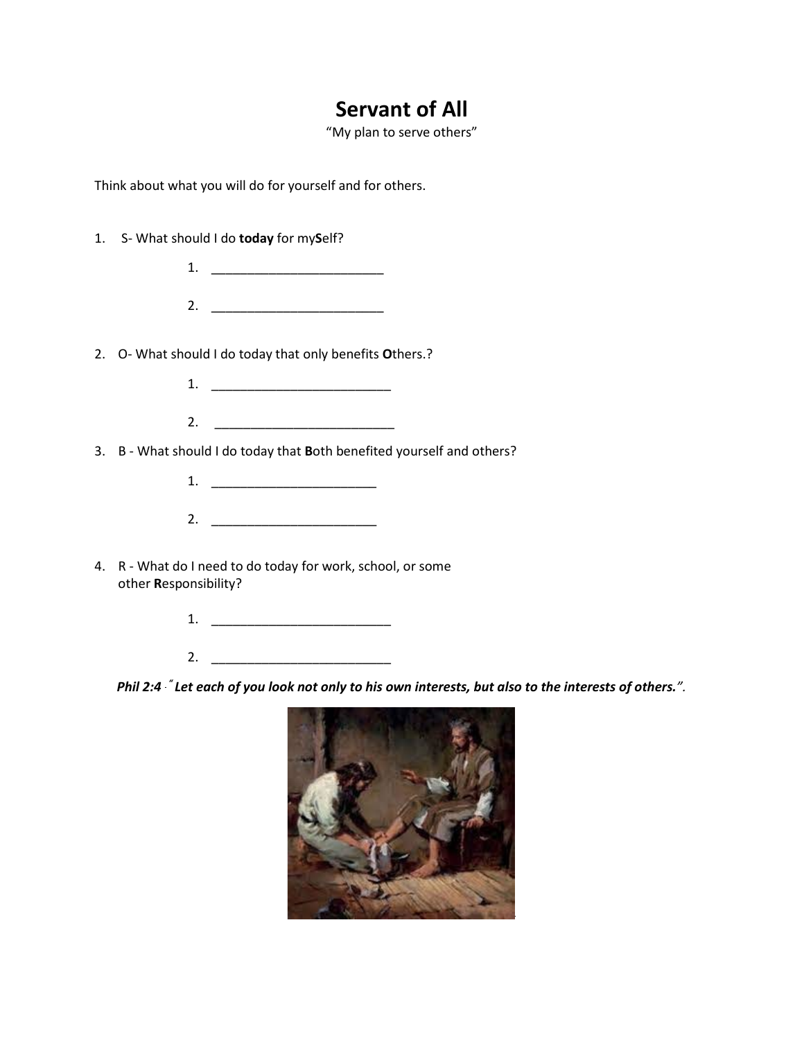# Servant of All

"My plan to serve others"

Think about what you will do for yourself and for others.

1. S- What should I do **today** for my**S**elf?

    1. ________________________

    2. ________________________

2. O- What should I do today that only benefits **O**thers.?

    1. _________________________

    2. _________________________

3. B - What should I do today that **B**oth benefited yourself and others?

    1. _______________________

    2. _______________________

4. R - What do I need to do today for work, school, or some other **R**esponsibility?

    1. _________________________

    2. _________________________

***Phil 2:4*** *. "* ***Let each of you look not only to his own interests, but also to the interests of others."*** *.*